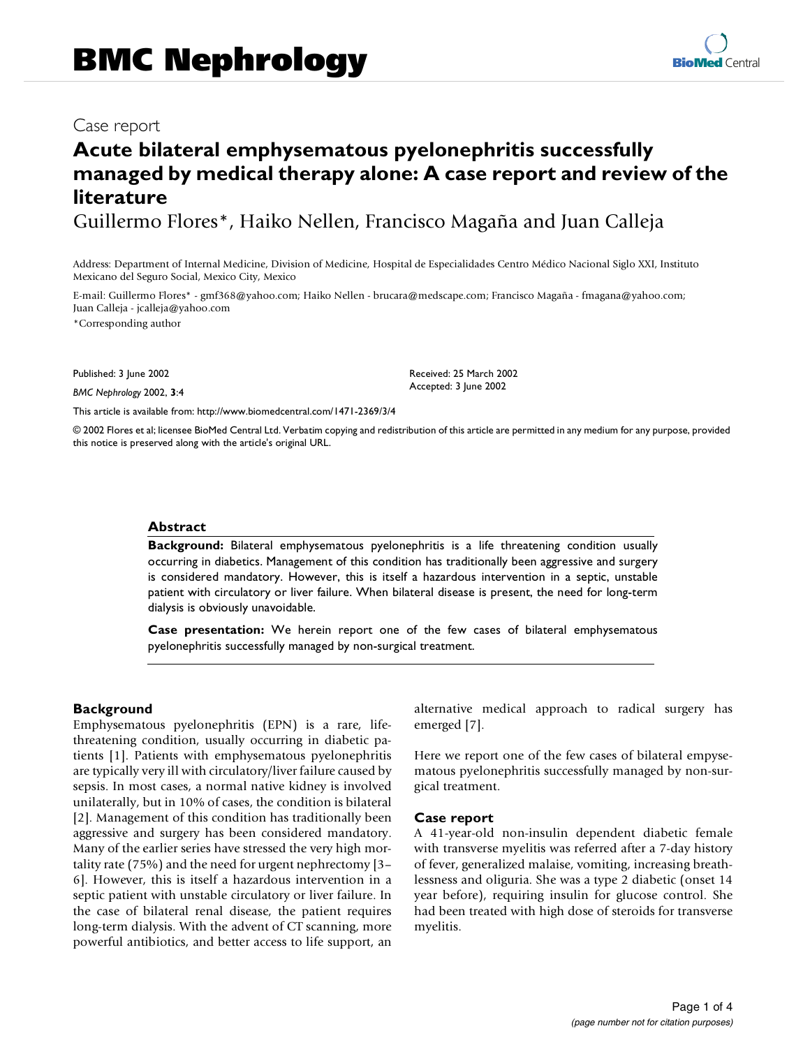Case report

# Acute bilateral emphysematous pyelonephritis successfully managed by medical therapy alone: A case report and review of the literature

Guillermo Flores*, Haiko Nellen, Francisco Magaña and Juan Calleja

Address: Department of Internal Medicine, Division of Medicine, Hospital de Especialidades Centro Médico Nacional Siglo XXI, Instituto Mexicano del Seguro Social, Mexico City, Mexico

E-mail: Guillermo Flores* - gmf368@yahoo.com; Haiko Nellen - brucara@medscape.com; Francisco Magaña - fmagana@yahoo.com; Juan Calleja - jcalleja@yahoo.com

*Corresponding author

Published: 3 June 2002

*BMC Nephrology* 2002, **3**:4

Received: 25 March 2002

Accepted: 3 June 2002

This article is available from: http://www.biomedcentral.com/1471-2369/3/4

© 2002 Flores et al; licensee BioMed Central Ltd. Verbatim copying and redistribution of this article are permitted in any medium for any purpose, provided this notice is preserved along with the article's original URL.

## Abstract

**Background:** Bilateral emphysematous pyelonephritis is a life threatening condition usually occurring in diabetics. Management of this condition has traditionally been aggressive and surgery is considered mandatory. However, this is itself a hazardous intervention in a septic, unstable patient with circulatory or liver failure. When bilateral disease is present, the need for long-term dialysis is obviously unavoidable.

**Case presentation:** We herein report one of the few cases of bilateral emphysematous pyelonephritis successfully managed by non-surgical treatment.

## Background

Emphysematous pyelonephritis (EPN) is a rare, life-threatening condition, usually occurring in diabetic patients [1]. Patients with emphysematous pyelonephritis are typically very ill with circulatory/liver failure caused by sepsis. In most cases, a normal native kidney is involved unilaterally, but in 10% of cases, the condition is bilateral [2]. Management of this condition has traditionally been aggressive and surgery has been considered mandatory. Many of the earlier series have stressed the very high mortality rate (75%) and the need for urgent nephrectomy [3–6]. However, this is itself a hazardous intervention in a septic patient with unstable circulatory or liver failure. In the case of bilateral renal disease, the patient requires long-term dialysis. With the advent of CT scanning, more powerful antibiotics, and better access to life support, an alternative medical approach to radical surgery has emerged [7].

Here we report one of the few cases of bilateral empysematous pyelonephritis successfully managed by non-surgical treatment.

## Case report

A 41-year-old non-insulin dependent diabetic female with transverse myelitis was referred after a 7-day history of fever, generalized malaise, vomiting, increasing breathlessness and oliguria. She was a type 2 diabetic (onset 14 year before), requiring insulin for glucose control. She had been treated with high dose of steroids for transverse myelitis.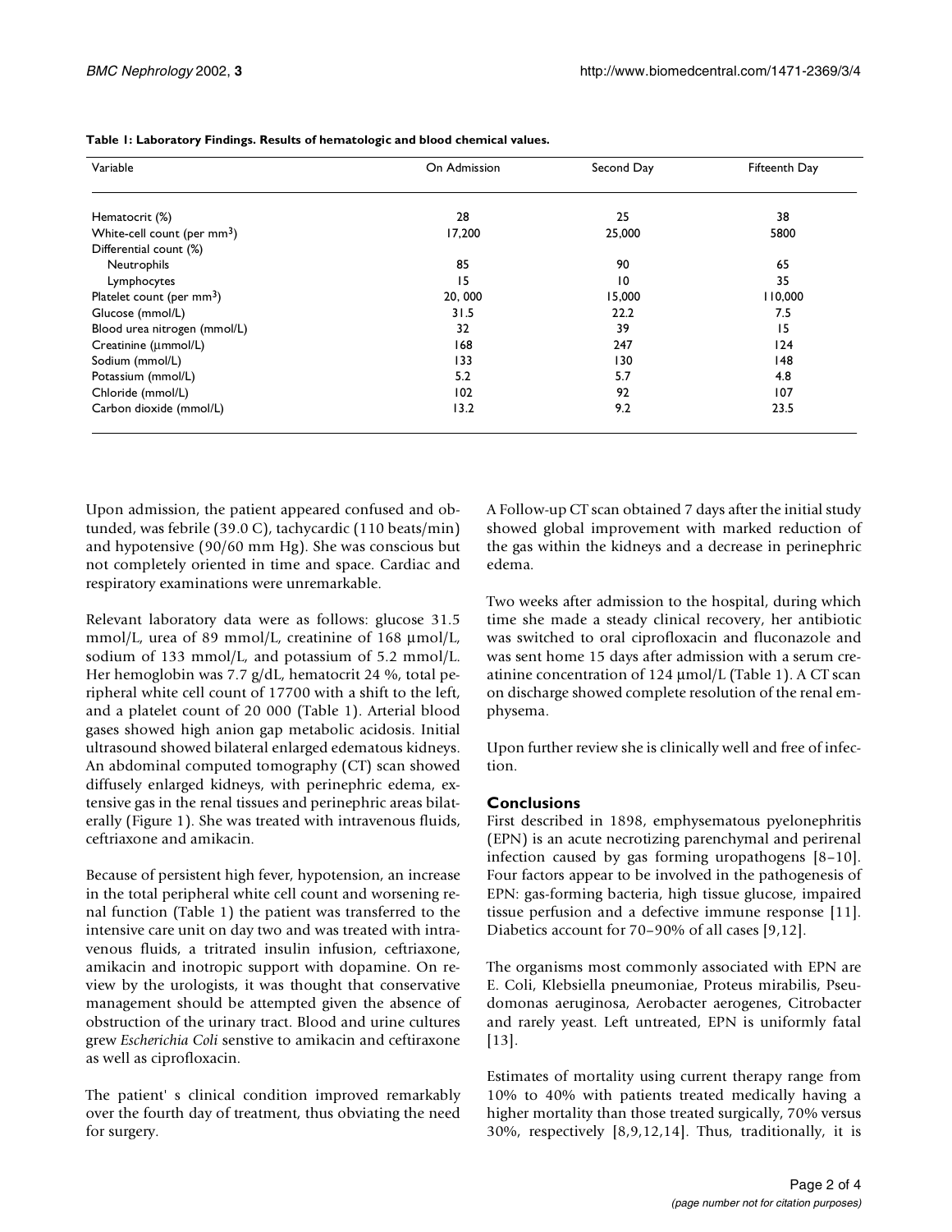**Table 1: Laboratory Findings. Results of hematologic and blood chemical values.**

| Variable | On Admission | Second Day | Fifteenth Day |
|---|---|---|---|
| Hematocrit (%) | 28 | 25 | 38 |
| White-cell count (per mm$^3$) | 17,200 | 25,000 | 5800 |
| Differential count (%) | | | |
| Neutrophils | 85 | 90 | 65 |
| Lymphocytes | 15 | 10 | 35 |
| Platelet count (per mm$^3$) | 20, 000 | 15,000 | 110,000 |
| Glucose (mmol/L) | 31.5 | 22.2 | 7.5 |
| Blood urea nitrogen (mmol/L) | 32 | 39 | 15 |
| Creatinine (μmmol/L) | 168 | 247 | 124 |
| Sodium (mmol/L) | 133 | 130 | 148 |
| Potassium (mmol/L) | 5.2 | 5.7 | 4.8 |
| Chloride (mmol/L) | 102 | 92 | 107 |
| Carbon dioxide (mmol/L) | 13.2 | 9.2 | 23.5 |

Upon admission, the patient appeared confused and obtunded, was febrile (39.0 C), tachycardic (110 beats/min) and hypotensive (90/60 mm Hg). She was conscious but not completely oriented in time and space. Cardiac and respiratory examinations were unremarkable.

Relevant laboratory data were as follows: glucose 31.5 mmol/L, urea of 89 mmol/L, creatinine of 168 μmol/L, sodium of 133 mmol/L, and potassium of 5.2 mmol/L. Her hemoglobin was 7.7 g/dL, hematocrit 24 %, total peripheral white cell count of 17700 with a shift to the left, and a platelet count of 20 000 (Table 1). Arterial blood gases showed high anion gap metabolic acidosis. Initial ultrasound showed bilateral enlarged edematous kidneys. An abdominal computed tomography (CT) scan showed diffusely enlarged kidneys, with perinephric edema, extensive gas in the renal tissues and perinephric areas bilaterally (Figure 1). She was treated with intravenous fluids, ceftriaxone and amikacin.

Because of persistent high fever, hypotension, an increase in the total peripheral white cell count and worsening renal function (Table 1) the patient was transferred to the intensive care unit on day two and was treated with intravenous fluids, a titrated insulin infusion, ceftriaxone, amikacin and inotropic support with dopamine. On review by the urologists, it was thought that conservative management should be attempted given the absence of obstruction of the urinary tract. Blood and urine cultures grew *Escherichia Coli* senstive to amikacin and ceftiraxone as well as ciprofloxacin.

The patient' s clinical condition improved remarkably over the fourth day of treatment, thus obviating the need for surgery.

A Follow-up CT scan obtained 7 days after the initial study showed global improvement with marked reduction of the gas within the kidneys and a decrease in perinephric edema.

Two weeks after admission to the hospital, during which time she made a steady clinical recovery, her antibiotic was switched to oral ciprofloxacin and fluconazole and was sent home 15 days after admission with a serum creatinine concentration of 124 μmol/L (Table 1). A CT scan on discharge showed complete resolution of the renal emphysema.

Upon further review she is clinically well and free of infection.

## Conclusions

First described in 1898, emphysematous pyelonephritis (EPN) is an acute necrotizing parenchymal and perirenal infection caused by gas forming uropathogens [8–10]. Four factors appear to be involved in the pathogenesis of EPN: gas-forming bacteria, high tissue glucose, impaired tissue perfusion and a defective immune response [11]. Diabetics account for 70–90% of all cases [9,12].

The organisms most commonly associated with EPN are E. Coli, Klebsiella pneumoniae, Proteus mirabilis, Pseudomonas aeruginosa, Aerobacter aerogenes, Citrobacter and rarely yeast. Left untreated, EPN is uniformly fatal [13].

Estimates of mortality using current therapy range from 10% to 40% with patients treated medically having a higher mortality than those treated surgically, 70% versus 30%, respectively [8,9,12,14]. Thus, traditionally, it is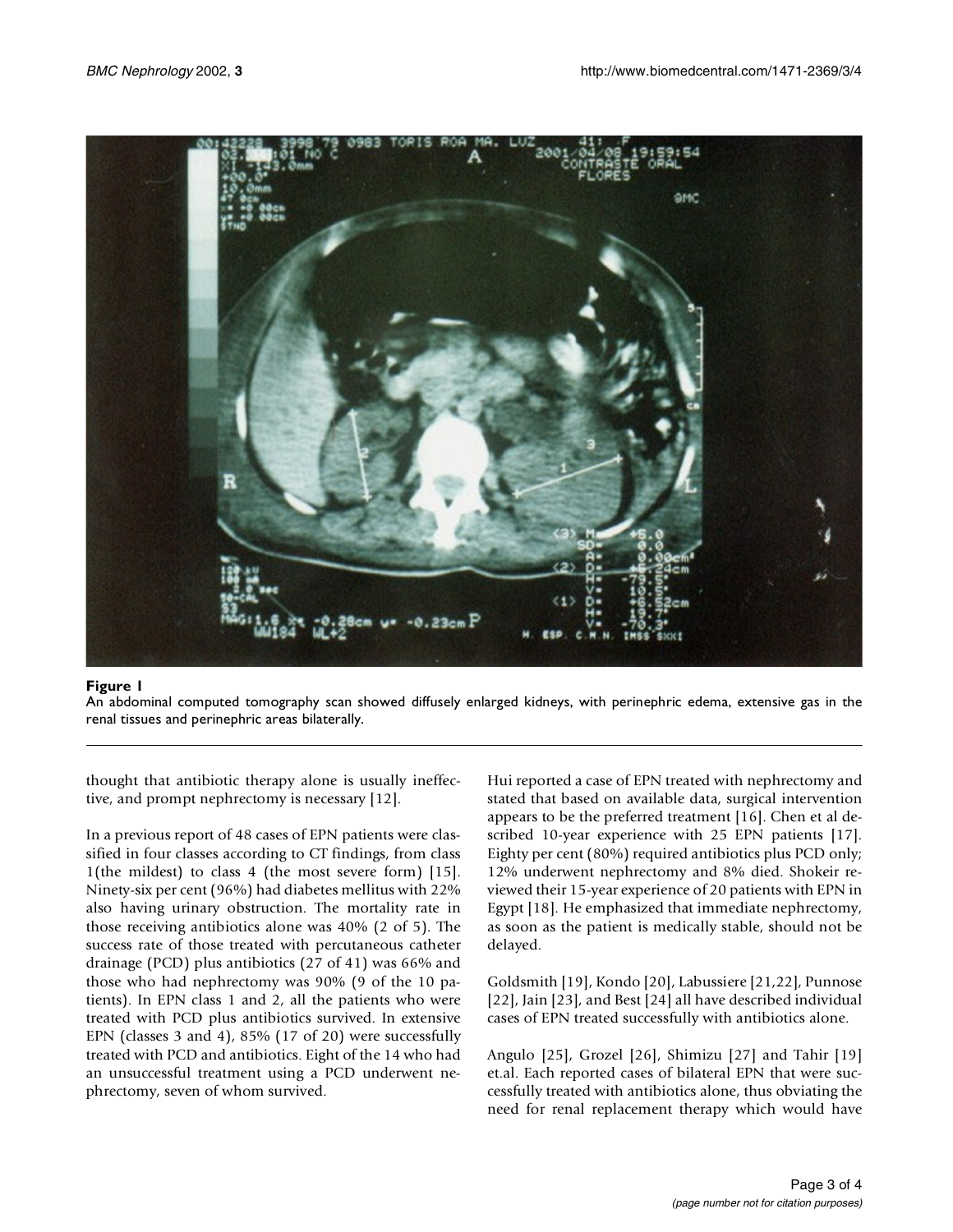**Figure 1**
An abdominal computed tomography scan showed diffusely enlarged kidneys, with perinephric edema, extensive gas in the renal tissues and perinephric areas bilaterally.

thought that antibiotic therapy alone is usually ineffective, and prompt nephrectomy is necessary [12].

In a previous report of 48 cases of EPN patients were classified in four classes according to CT findings, from class 1(the mildest) to class 4 (the most severe form) [15]. Ninety-six per cent (96%) had diabetes mellitus with 22% also having urinary obstruction. The mortality rate in those receiving antibiotics alone was 40% (2 of 5). The success rate of those treated with percutaneous catheter drainage (PCD) plus antibiotics (27 of 41) was 66% and those who had nephrectomy was 90% (9 of the 10 patients). In EPN class 1 and 2, all the patients who were treated with PCD plus antibiotics survived. In extensive EPN (classes 3 and 4), 85% (17 of 20) were successfully treated with PCD and antibiotics. Eight of the 14 who had an unsuccessful treatment using a PCD underwent nephrectomy, seven of whom survived.

Hui reported a case of EPN treated with nephrectomy and stated that based on available data, surgical intervention appears to be the preferred treatment [16]. Chen et al described 10-year experience with 25 EPN patients [17]. Eighty per cent (80%) required antibiotics plus PCD only; 12% underwent nephrectomy and 8% died. Shokeir reviewed their 15-year experience of 20 patients with EPN in Egypt [18]. He emphasized that immediate nephrectomy, as soon as the patient is medically stable, should not be delayed.

Goldsmith [19], Kondo [20], Labussiere [21,22], Punnose [22], Jain [23], and Best [24] all have described individual cases of EPN treated successfully with antibiotics alone.

Angulo [25], Grozel [26], Shimizu [27] and Tahir [19] et.al. Each reported cases of bilateral EPN that were successfully treated with antibiotics alone, thus obviating the need for renal replacement therapy which would have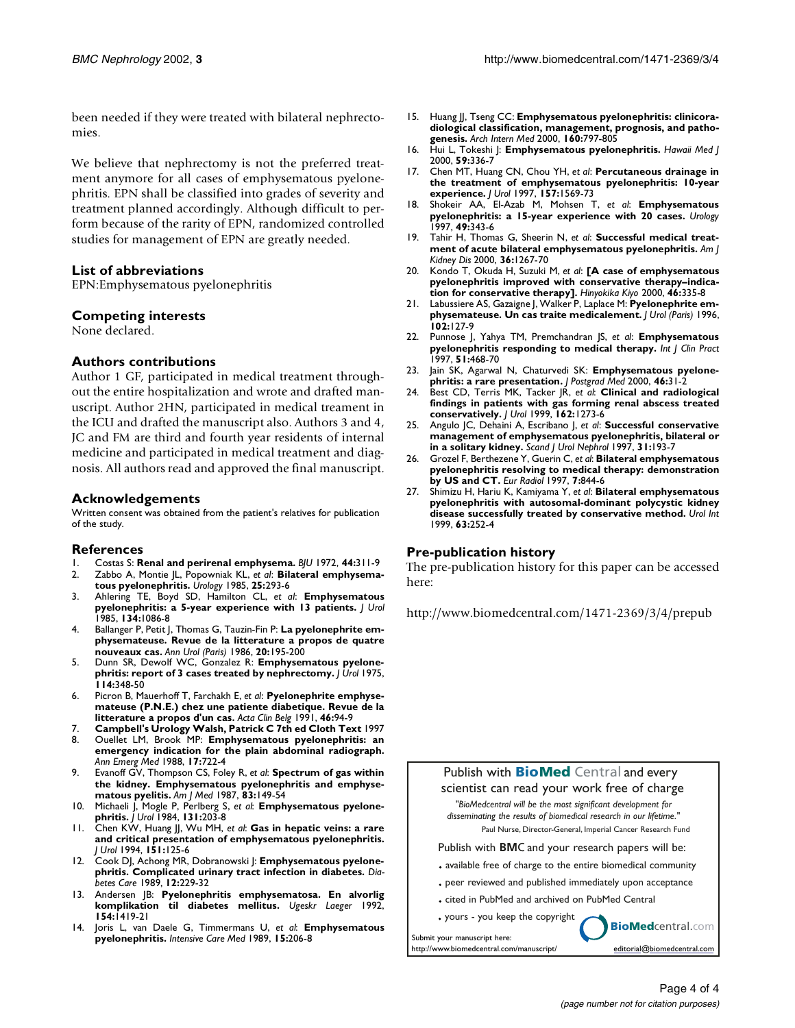been needed if they were treated with bilateral nephrectomies.

We believe that nephrectomy is not the preferred treatment anymore for all cases of emphysematous pyelonephritis. EPN shall be classified into grades of severity and treatment planned accordingly. Although difficult to perform because of the rarity of EPN, randomized controlled studies for management of EPN are greatly needed.

## List of abbreviations

EPN:Emphysematous pyelonephritis

## Competing interests

None declared.

## Authors contributions

Author 1 GF, participated in medical treatment throughout the entire hospitalization and wrote and drafted manuscript. Author 2HN, participated in medical treament in the ICU and drafted the manuscript also. Authors 3 and 4, JC and FM are third and fourth year residents of internal medicine and participated in medical treatment and diagnosis. All authors read and approved the final manuscript.

## Acknowledgements

Written consent was obtained from the patient's relatives for publication of the study.

## References

1. Costas S: **Renal and perirenal emphysema.** *BJU* 1972, **44:**311-9
2. Zabbo A, Montie JL, Popowniak KL, *et al*: **Bilateral emphysematous pyelonephritis.** *Urology* 1985, **25:**293-6
3. Ahlering TE, Boyd SD, Hamilton CL, *et al*: **Emphysematous pyelonephritis: a 5-year experience with 13 patients.** *J Urol* 1985, **134:**1086-8
4. Ballanger P, Petit J, Thomas G, Tauzin-Fin P: **La pyelonephrite emphysemateuse. Revue de la litterature a propos de quatre nouveaux cas.** *Ann Urol (Paris)* 1986, **20:**195-200
5. Dunn SR, Dewolf WC, Gonzalez R: **Emphysematous pyelonephritis: report of 3 cases treated by nephrectomy.** *J Urol* 1975, **114:**348-50
6. Picron B, Mauerhoff T, Farchakh E, *et al*: **Pyelonephrite emphysemateuse (P.N.E.) chez une patiente diabetique. Revue de la litterature a propos d'un cas.** *Acta Clin Belg* 1991, **46:**94-9
7. **Campbell's Urology Walsh, Patrick C 7th ed Cloth Text** 1997
8. Ouellet LM, Brook MP: **Emphysematous pyelonephritis: an emergency indication for the plain abdominal radiograph.** *Ann Emerg Med* 1988, **17:**722-4
9. Evanoff GV, Thompson CS, Foley R, *et al*: **Spectrum of gas within the kidney. Emphysematous pyelonephritis and emphysematous pyelitis.** *Am J Med* 1987, **83:**149-54
10. Michaeli J, Mogle P, Perlberg S, *et al*: **Emphysematous pyelonephritis.** *J Urol* 1984, **131:**203-8
11. Chen KW, Huang JJ, Wu MH, *et al*: **Gas in hepatic veins: a rare and critical presentation of emphysematous pyelonephritis.** *J Urol* 1994, **151:**125-6
12. Cook DJ, Achong MR, Dobranowski J: **Emphysematous pyelonephritis. Complicated urinary tract infection in diabetes.** *Diabetes Care* 1989, **12:**229-32
13. Andersen JB: **Pyelonephritis emphysematosa. En alvorlig komplikation til diabetes mellitus.** *Ugeskr Laeger* 1992, **154:**1419-21
14. Joris L, van Daele G, Timmermans U, *et al*: **Emphysematous pyelonephritis.** *Intensive Care Med* 1989, **15:**206-8
15. Huang JJ, Tseng CC: **Emphysematous pyelonephritis: clinicoradiological classification, management, prognosis, and pathogenesis.** *Arch Intern Med* 2000, **160:**797-805
16. Hui L, Tokeshi J: **Emphysematous pyelonephritis.** *Hawaii Med J* 2000, **59:**336-7
17. Chen MT, Huang CN, Chou YH, *et al*: **Percutaneous drainage in the treatment of emphysematous pyelonephritis: 10-year experience.** *J Urol* 1997, **157:**1569-73
18. Shokeir AA, El-Azab M, Mohsen T, *et al*: **Emphysematous pyelonephritis: a 15-year experience with 20 cases.** *Urology* 1997, **49:**343-6
19. Tahir H, Thomas G, Sheerin N, *et al*: **Successful medical treatment of acute bilateral emphysematous pyelonephritis.** *Am J Kidney Dis* 2000, **36:**1267-70
20. Kondo T, Okuda H, Suzuki M, *et al*: **[A case of emphysematous pyelonephritis improved with conservative therapy--indication for conservative therapy].** *Hinyokika Kiyo* 2000, **46:**335-8
21. Labussiere AS, Gazaigne J, Walker P, Laplace M: **Pyelonephrite emphysemateuse. Un cas traite medicalement.** *J Urol (Paris)* 1996, **102:**127-9
22. Punnose J, Yahya TM, Premchandran JS, *et al*: **Emphysematous pyelonephritis responding to medical therapy.** *Int J Clin Pract* 1997, **51:**468-70
23. Jain SK, Agarwal N, Chaturvedi SK: **Emphysematous pyelonephritis: a rare presentation.** *J Postgrad Med* 2000, **46:**31-2
24. Best CD, Terris MK, Tacker JR, *et al*: **Clinical and radiological findings in patients with gas forming renal abscess treated conservatively.** *J Urol* 1999, **162:**1273-6
25. Angulo JC, Dehaini A, Escribano J, *et al*: **Successful conservative management of emphysematous pyelonephritis, bilateral or in a solitary kidney.** *Scand J Urol Nephrol* 1997, **31:**193-7
26. Grozel F, Berthezene Y, Guerin C, *et al*: **Bilateral emphysematous pyelonephritis resolving to medical therapy: demonstration by US and CT.** *Eur Radiol* 1997, **7:**844-6
27. Shimizu H, Hariu K, Kamiyama Y, *et al*: **Bilateral emphysematous pyelonephritis with autosomal-dominant polycystic kidney disease successfully treated by conservative method.** *Urol Int* 1999, **63:**252-4

## Pre-publication history

The pre-publication history for this paper can be accessed here:

http://www.biomedcentral.com/1471-2369/3/4/prepub

Publish with **BioMed** Central and every scientist can read your work free of charge

*"BioMedcentral will be the most significant development for disseminating the results of biomedical research in our lifetime."*

Paul Nurse, Director-General, Imperial Cancer Research Fund

Publish with **BMC** and your research papers will be:

- available free of charge to the entire biomedical community
- peer reviewed and published immediately upon acceptance
- cited in PubMed and archived on PubMed Central
- yours - you keep the copyright

**BioMed**central.com

Submit your manuscript here:
http://www.biomedcentral.com/manuscript/

editorial@biomedcentral.com